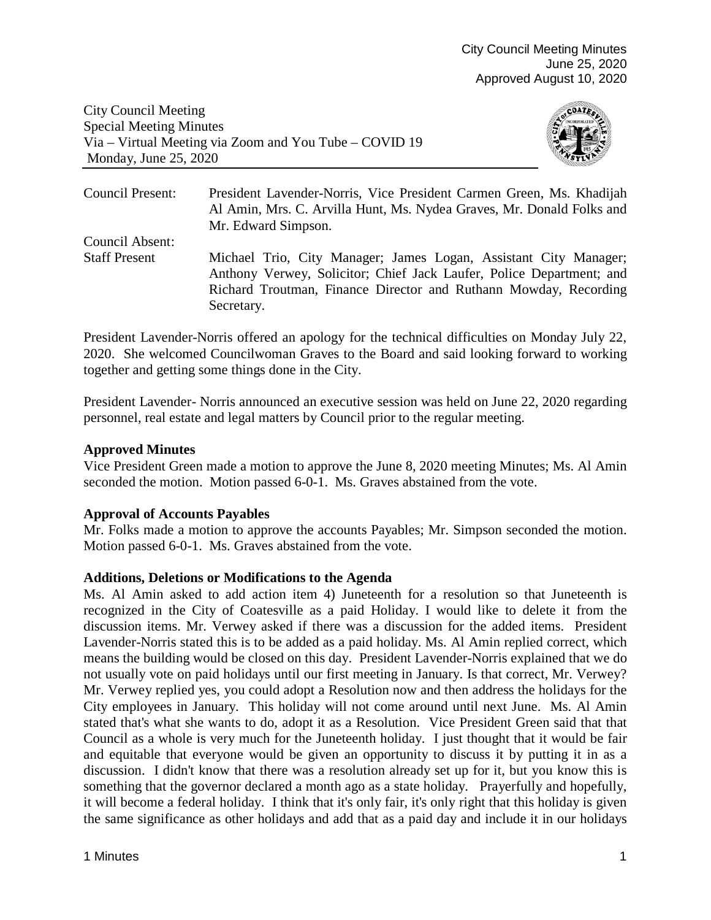City Council Meeting Minutes
June 25, 2020
Approved August 10, 2020

City Council Meeting
Special Meeting Minutes
Via – Virtual Meeting via Zoom and You Tube – COVID 19
Monday, June 25, 2020

| | |
|---|---|
| Council Present: | President Lavender-Norris, Vice President Carmen Green, Ms. Khadijah Al Amin, Mrs. C. Arvilla Hunt, Ms. Nydea Graves, Mr. Donald Folks and Mr. Edward Simpson. |
| Council Absent: | |
| Staff Present | Michael Trio, City Manager; James Logan, Assistant City Manager; Anthony Verwey, Solicitor; Chief Jack Laufer, Police Department; and Richard Troutman, Finance Director and Ruthann Mowday, Recording Secretary. |

President Lavender-Norris offered an apology for the technical difficulties on Monday July 22, 2020. She welcomed Councilwoman Graves to the Board and said looking forward to working together and getting some things done in the City.

President Lavender- Norris announced an executive session was held on June 22, 2020 regarding personnel, real estate and legal matters by Council prior to the regular meeting.

**Approved Minutes**
Vice President Green made a motion to approve the June 8, 2020 meeting Minutes; Ms. Al Amin seconded the motion. Motion passed 6-0-1. Ms. Graves abstained from the vote.

**Approval of Accounts Payables**
Mr. Folks made a motion to approve the accounts Payables; Mr. Simpson seconded the motion. Motion passed 6-0-1. Ms. Graves abstained from the vote.

**Additions, Deletions or Modifications to the Agenda**
Ms. Al Amin asked to add action item 4) Juneteenth for a resolution so that Juneteenth is recognized in the City of Coatesville as a paid Holiday. I would like to delete it from the discussion items. Mr. Verwey asked if there was a discussion for the added items. President Lavender-Norris stated this is to be added as a paid holiday. Ms. Al Amin replied correct, which means the building would be closed on this day. President Lavender-Norris explained that we do not usually vote on paid holidays until our first meeting in January. Is that correct, Mr. Verwey? Mr. Verwey replied yes, you could adopt a Resolution now and then address the holidays for the City employees in January. This holiday will not come around until next June. Ms. Al Amin stated that's what she wants to do, adopt it as a Resolution. Vice President Green said that that Council as a whole is very much for the Juneteenth holiday. I just thought that it would be fair and equitable that everyone would be given an opportunity to discuss it by putting it in as a discussion. I didn't know that there was a resolution already set up for it, but you know this is something that the governor declared a month ago as a state holiday. Prayerfully and hopefully, it will become a federal holiday. I think that it's only fair, it's only right that this holiday is given the same significance as other holidays and add that as a paid day and include it in our holidays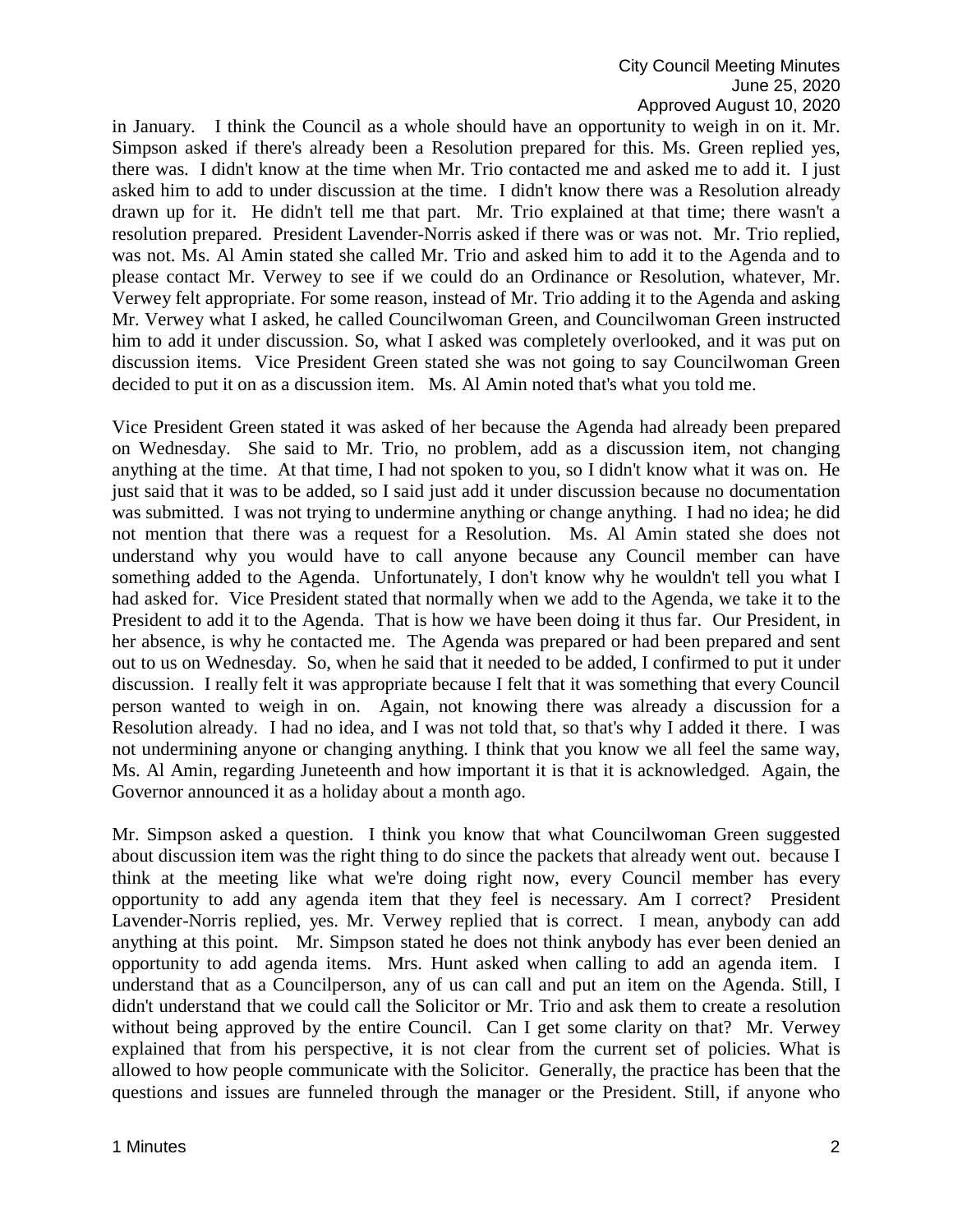in January. I think the Council as a whole should have an opportunity to weigh in on it. Mr. Simpson asked if there's already been a Resolution prepared for this. Ms. Green replied yes, there was. I didn't know at the time when Mr. Trio contacted me and asked me to add it. I just asked him to add to under discussion at the time. I didn't know there was a Resolution already drawn up for it. He didn't tell me that part. Mr. Trio explained at that time; there wasn't a resolution prepared. President Lavender-Norris asked if there was or was not. Mr. Trio replied, was not. Ms. Al Amin stated she called Mr. Trio and asked him to add it to the Agenda and to please contact Mr. Verwey to see if we could do an Ordinance or Resolution, whatever, Mr. Verwey felt appropriate. For some reason, instead of Mr. Trio adding it to the Agenda and asking Mr. Verwey what I asked, he called Councilwoman Green, and Councilwoman Green instructed him to add it under discussion. So, what I asked was completely overlooked, and it was put on discussion items. Vice President Green stated she was not going to say Councilwoman Green decided to put it on as a discussion item. Ms. Al Amin noted that's what you told me.

Vice President Green stated it was asked of her because the Agenda had already been prepared on Wednesday. She said to Mr. Trio, no problem, add as a discussion item, not changing anything at the time. At that time, I had not spoken to you, so I didn't know what it was on. He just said that it was to be added, so I said just add it under discussion because no documentation was submitted. I was not trying to undermine anything or change anything. I had no idea; he did not mention that there was a request for a Resolution. Ms. Al Amin stated she does not understand why you would have to call anyone because any Council member can have something added to the Agenda. Unfortunately, I don't know why he wouldn't tell you what I had asked for. Vice President stated that normally when we add to the Agenda, we take it to the President to add it to the Agenda. That is how we have been doing it thus far. Our President, in her absence, is why he contacted me. The Agenda was prepared or had been prepared and sent out to us on Wednesday. So, when he said that it needed to be added, I confirmed to put it under discussion. I really felt it was appropriate because I felt that it was something that every Council person wanted to weigh in on. Again, not knowing there was already a discussion for a Resolution already. I had no idea, and I was not told that, so that's why I added it there. I was not undermining anyone or changing anything. I think that you know we all feel the same way, Ms. Al Amin, regarding Juneteenth and how important it is that it is acknowledged. Again, the Governor announced it as a holiday about a month ago.

Mr. Simpson asked a question. I think you know that what Councilwoman Green suggested about discussion item was the right thing to do since the packets that already went out. because I think at the meeting like what we're doing right now, every Council member has every opportunity to add any agenda item that they feel is necessary. Am I correct? President Lavender-Norris replied, yes. Mr. Verwey replied that is correct. I mean, anybody can add anything at this point. Mr. Simpson stated he does not think anybody has ever been denied an opportunity to add agenda items. Mrs. Hunt asked when calling to add an agenda item. I understand that as a Councilperson, any of us can call and put an item on the Agenda. Still, I didn't understand that we could call the Solicitor or Mr. Trio and ask them to create a resolution without being approved by the entire Council. Can I get some clarity on that? Mr. Verwey explained that from his perspective, it is not clear from the current set of policies. What is allowed to how people communicate with the Solicitor. Generally, the practice has been that the questions and issues are funneled through the manager or the President. Still, if anyone who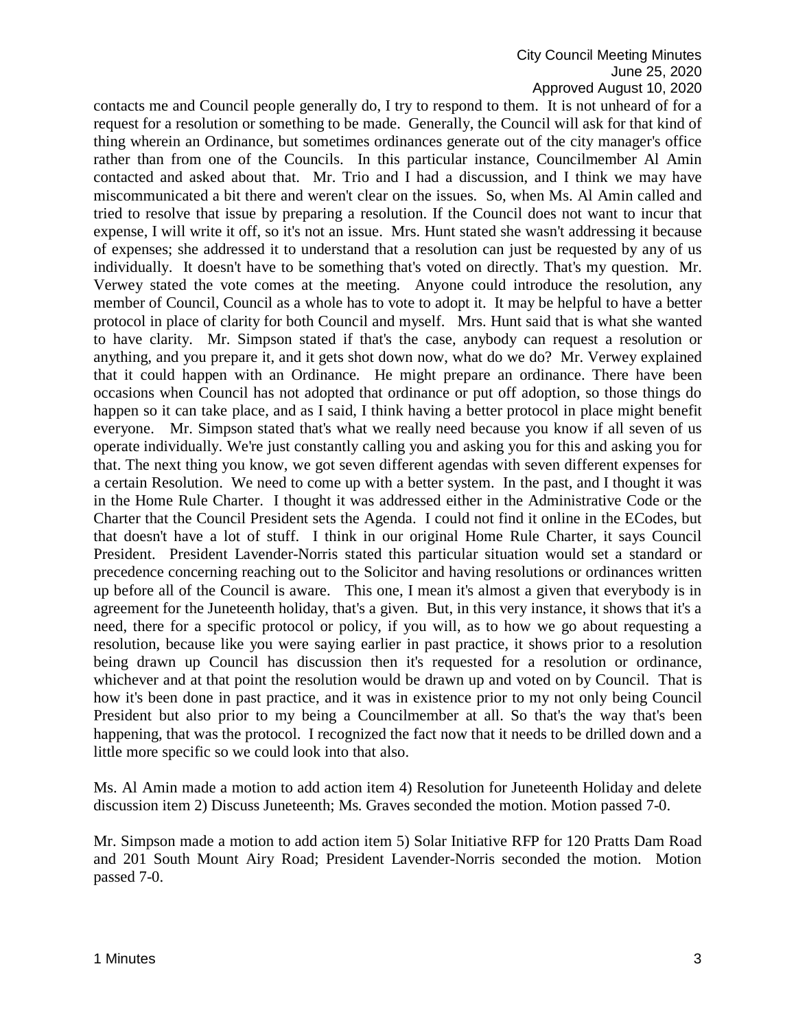contacts me and Council people generally do, I try to respond to them. It is not unheard of for a request for a resolution or something to be made. Generally, the Council will ask for that kind of thing wherein an Ordinance, but sometimes ordinances generate out of the city manager's office rather than from one of the Councils. In this particular instance, Councilmember Al Amin contacted and asked about that. Mr. Trio and I had a discussion, and I think we may have miscommunicated a bit there and weren't clear on the issues. So, when Ms. Al Amin called and tried to resolve that issue by preparing a resolution. If the Council does not want to incur that expense, I will write it off, so it's not an issue. Mrs. Hunt stated she wasn't addressing it because of expenses; she addressed it to understand that a resolution can just be requested by any of us individually. It doesn't have to be something that's voted on directly. That's my question. Mr. Verwey stated the vote comes at the meeting. Anyone could introduce the resolution, any member of Council, Council as a whole has to vote to adopt it. It may be helpful to have a better protocol in place of clarity for both Council and myself. Mrs. Hunt said that is what she wanted to have clarity. Mr. Simpson stated if that's the case, anybody can request a resolution or anything, and you prepare it, and it gets shot down now, what do we do? Mr. Verwey explained that it could happen with an Ordinance. He might prepare an ordinance. There have been occasions when Council has not adopted that ordinance or put off adoption, so those things do happen so it can take place, and as I said, I think having a better protocol in place might benefit everyone. Mr. Simpson stated that's what we really need because you know if all seven of us operate individually. We're just constantly calling you and asking you for this and asking you for that. The next thing you know, we got seven different agendas with seven different expenses for a certain Resolution. We need to come up with a better system. In the past, and I thought it was in the Home Rule Charter. I thought it was addressed either in the Administrative Code or the Charter that the Council President sets the Agenda. I could not find it online in the ECodes, but that doesn't have a lot of stuff. I think in our original Home Rule Charter, it says Council President. President Lavender-Norris stated this particular situation would set a standard or precedence concerning reaching out to the Solicitor and having resolutions or ordinances written up before all of the Council is aware. This one, I mean it's almost a given that everybody is in agreement for the Juneteenth holiday, that's a given. But, in this very instance, it shows that it's a need, there for a specific protocol or policy, if you will, as to how we go about requesting a resolution, because like you were saying earlier in past practice, it shows prior to a resolution being drawn up Council has discussion then it's requested for a resolution or ordinance, whichever and at that point the resolution would be drawn up and voted on by Council. That is how it's been done in past practice, and it was in existence prior to my not only being Council President but also prior to my being a Councilmember at all. So that's the way that's been happening, that was the protocol. I recognized the fact now that it needs to be drilled down and a little more specific so we could look into that also.

Ms. Al Amin made a motion to add action item 4) Resolution for Juneteenth Holiday and delete discussion item 2) Discuss Juneteenth; Ms. Graves seconded the motion. Motion passed 7-0.

Mr. Simpson made a motion to add action item 5) Solar Initiative RFP for 120 Pratts Dam Road and 201 South Mount Airy Road; President Lavender-Norris seconded the motion. Motion passed 7-0.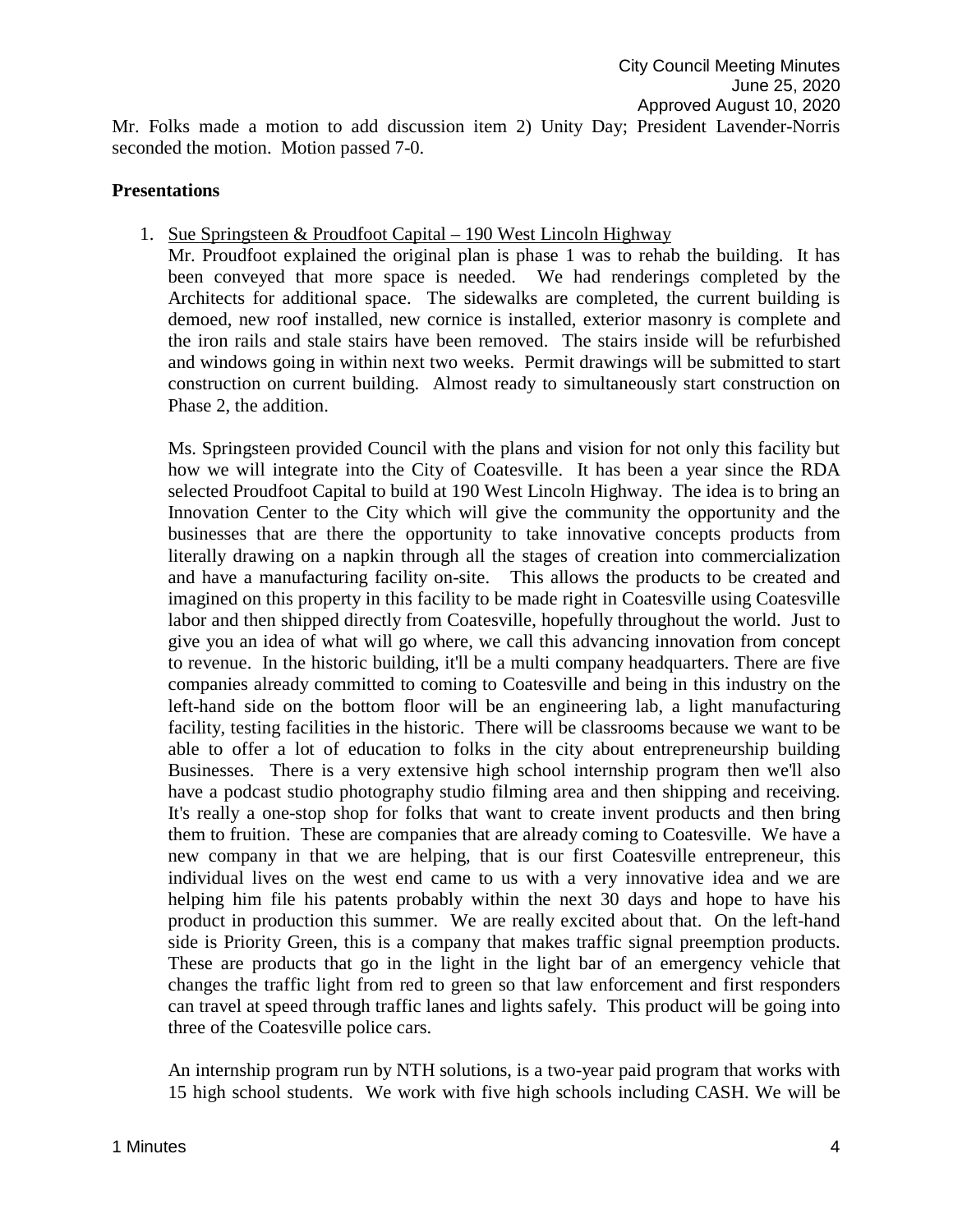Mr. Folks made a motion to add discussion item 2) Unity Day; President Lavender-Norris seconded the motion. Motion passed 7-0.

**Presentations**

1. Sue Springsteen & Proudfoot Capital – 190 West Lincoln Highway

   Mr. Proudfoot explained the original plan is phase 1 was to rehab the building. It has been conveyed that more space is needed. We had renderings completed by the Architects for additional space. The sidewalks are completed, the current building is demoed, new roof installed, new cornice is installed, exterior masonry is complete and the iron rails and stale stairs have been removed. The stairs inside will be refurbished and windows going in within next two weeks. Permit drawings will be submitted to start construction on current building. Almost ready to simultaneously start construction on Phase 2, the addition.

   Ms. Springsteen provided Council with the plans and vision for not only this facility but how we will integrate into the City of Coatesville. It has been a year since the RDA selected Proudfoot Capital to build at 190 West Lincoln Highway. The idea is to bring an Innovation Center to the City which will give the community the opportunity and the businesses that are there the opportunity to take innovative concepts products from literally drawing on a napkin through all the stages of creation into commercialization and have a manufacturing facility on-site. This allows the products to be created and imagined on this property in this facility to be made right in Coatesville using Coatesville labor and then shipped directly from Coatesville, hopefully throughout the world. Just to give you an idea of what will go where, we call this advancing innovation from concept to revenue. In the historic building, it'll be a multi company headquarters. There are five companies already committed to coming to Coatesville and being in this industry on the left-hand side on the bottom floor will be an engineering lab, a light manufacturing facility, testing facilities in the historic. There will be classrooms because we want to be able to offer a lot of education to folks in the city about entrepreneurship building Businesses. There is a very extensive high school internship program then we'll also have a podcast studio photography studio filming area and then shipping and receiving. It's really a one-stop shop for folks that want to create invent products and then bring them to fruition. These are companies that are already coming to Coatesville. We have a new company in that we are helping, that is our first Coatesville entrepreneur, this individual lives on the west end came to us with a very innovative idea and we are helping him file his patents probably within the next 30 days and hope to have his product in production this summer. We are really excited about that. On the left-hand side is Priority Green, this is a company that makes traffic signal preemption products. These are products that go in the light in the light bar of an emergency vehicle that changes the traffic light from red to green so that law enforcement and first responders can travel at speed through traffic lanes and lights safely. This product will be going into three of the Coatesville police cars.

   An internship program run by NTH solutions, is a two-year paid program that works with 15 high school students. We work with five high schools including CASH. We will be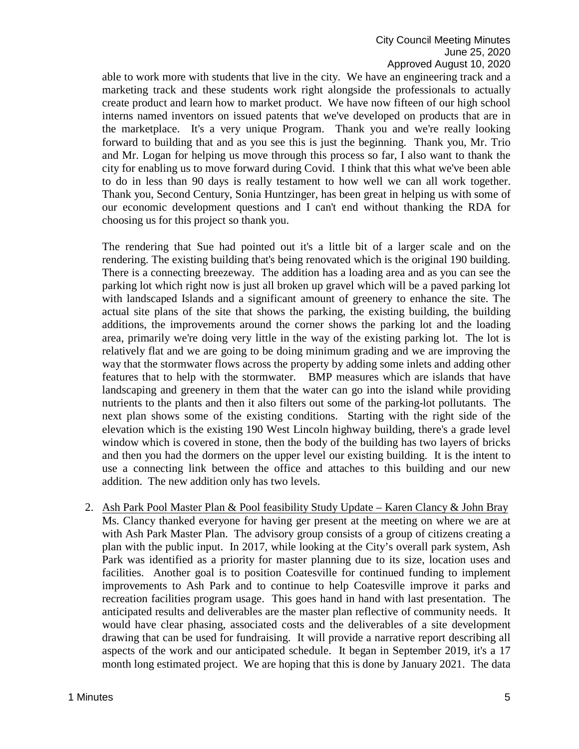able to work more with students that live in the city. We have an engineering track and a marketing track and these students work right alongside the professionals to actually create product and learn how to market product. We have now fifteen of our high school interns named inventors on issued patents that we've developed on products that are in the marketplace. It's a very unique Program. Thank you and we're really looking forward to building that and as you see this is just the beginning. Thank you, Mr. Trio and Mr. Logan for helping us move through this process so far, I also want to thank the city for enabling us to move forward during Covid. I think that this what we've been able to do in less than 90 days is really testament to how well we can all work together. Thank you, Second Century, Sonia Huntzinger, has been great in helping us with some of our economic development questions and I can't end without thanking the RDA for choosing us for this project so thank you.

The rendering that Sue had pointed out it's a little bit of a larger scale and on the rendering. The existing building that's being renovated which is the original 190 building. There is a connecting breezeway. The addition has a loading area and as you can see the parking lot which right now is just all broken up gravel which will be a paved parking lot with landscaped Islands and a significant amount of greenery to enhance the site. The actual site plans of the site that shows the parking, the existing building, the building additions, the improvements around the corner shows the parking lot and the loading area, primarily we're doing very little in the way of the existing parking lot. The lot is relatively flat and we are going to be doing minimum grading and we are improving the way that the stormwater flows across the property by adding some inlets and adding other features that to help with the stormwater. BMP measures which are islands that have landscaping and greenery in them that the water can go into the island while providing nutrients to the plants and then it also filters out some of the parking-lot pollutants. The next plan shows some of the existing conditions. Starting with the right side of the elevation which is the existing 190 West Lincoln highway building, there's a grade level window which is covered in stone, then the body of the building has two layers of bricks and then you had the dormers on the upper level our existing building. It is the intent to use a connecting link between the office and attaches to this building and our new addition. The new addition only has two levels.

2. <u>Ash Park Pool Master Plan & Pool feasibility Study Update – Karen Clancy & John Bray</u>
   Ms. Clancy thanked everyone for having ger present at the meeting on where we are at with Ash Park Master Plan. The advisory group consists of a group of citizens creating a plan with the public input. In 2017, while looking at the City's overall park system, Ash Park was identified as a priority for master planning due to its size, location uses and facilities. Another goal is to position Coatesville for continued funding to implement improvements to Ash Park and to continue to help Coatesville improve it parks and recreation facilities program usage. This goes hand in hand with last presentation. The anticipated results and deliverables are the master plan reflective of community needs. It would have clear phasing, associated costs and the deliverables of a site development drawing that can be used for fundraising. It will provide a narrative report describing all aspects of the work and our anticipated schedule. It began in September 2019, it's a 17 month long estimated project. We are hoping that this is done by January 2021. The data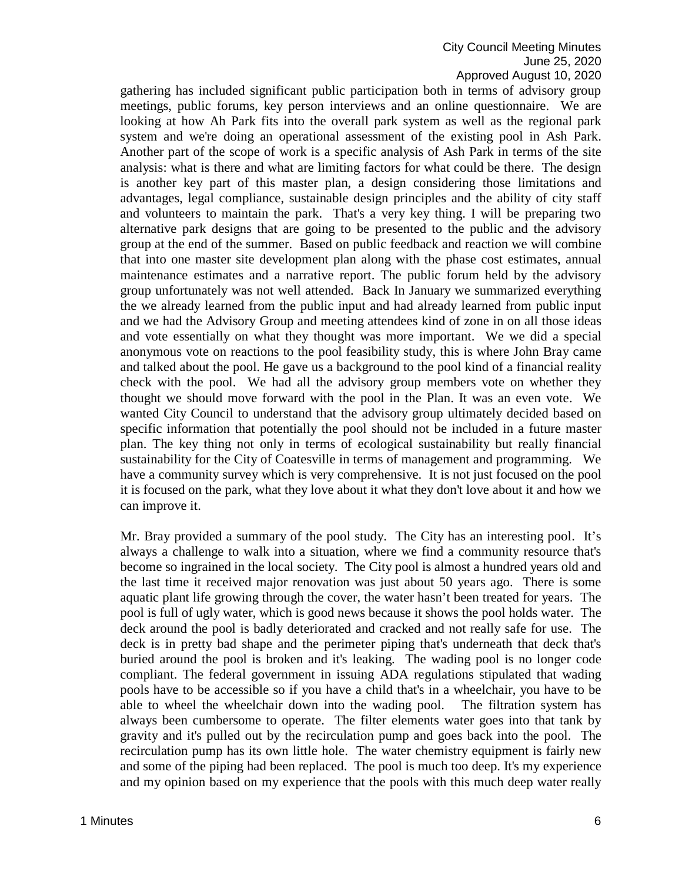gathering has included significant public participation both in terms of advisory group meetings, public forums, key person interviews and an online questionnaire. We are looking at how Ah Park fits into the overall park system as well as the regional park system and we're doing an operational assessment of the existing pool in Ash Park. Another part of the scope of work is a specific analysis of Ash Park in terms of the site analysis: what is there and what are limiting factors for what could be there. The design is another key part of this master plan, a design considering those limitations and advantages, legal compliance, sustainable design principles and the ability of city staff and volunteers to maintain the park. That's a very key thing. I will be preparing two alternative park designs that are going to be presented to the public and the advisory group at the end of the summer. Based on public feedback and reaction we will combine that into one master site development plan along with the phase cost estimates, annual maintenance estimates and a narrative report. The public forum held by the advisory group unfortunately was not well attended. Back In January we summarized everything the we already learned from the public input and had already learned from public input and we had the Advisory Group and meeting attendees kind of zone in on all those ideas and vote essentially on what they thought was more important. We we did a special anonymous vote on reactions to the pool feasibility study, this is where John Bray came and talked about the pool. He gave us a background to the pool kind of a financial reality check with the pool. We had all the advisory group members vote on whether they thought we should move forward with the pool in the Plan. It was an even vote. We wanted City Council to understand that the advisory group ultimately decided based on specific information that potentially the pool should not be included in a future master plan. The key thing not only in terms of ecological sustainability but really financial sustainability for the City of Coatesville in terms of management and programming. We have a community survey which is very comprehensive. It is not just focused on the pool it is focused on the park, what they love about it what they don't love about it and how we can improve it.

Mr. Bray provided a summary of the pool study. The City has an interesting pool. It's always a challenge to walk into a situation, where we find a community resource that's become so ingrained in the local society. The City pool is almost a hundred years old and the last time it received major renovation was just about 50 years ago. There is some aquatic plant life growing through the cover, the water hasn't been treated for years. The pool is full of ugly water, which is good news because it shows the pool holds water. The deck around the pool is badly deteriorated and cracked and not really safe for use. The deck is in pretty bad shape and the perimeter piping that's underneath that deck that's buried around the pool is broken and it's leaking. The wading pool is no longer code compliant. The federal government in issuing ADA regulations stipulated that wading pools have to be accessible so if you have a child that's in a wheelchair, you have to be able to wheel the wheelchair down into the wading pool. The filtration system has always been cumbersome to operate. The filter elements water goes into that tank by gravity and it's pulled out by the recirculation pump and goes back into the pool. The recirculation pump has its own little hole. The water chemistry equipment is fairly new and some of the piping had been replaced. The pool is much too deep. It's my experience and my opinion based on my experience that the pools with this much deep water really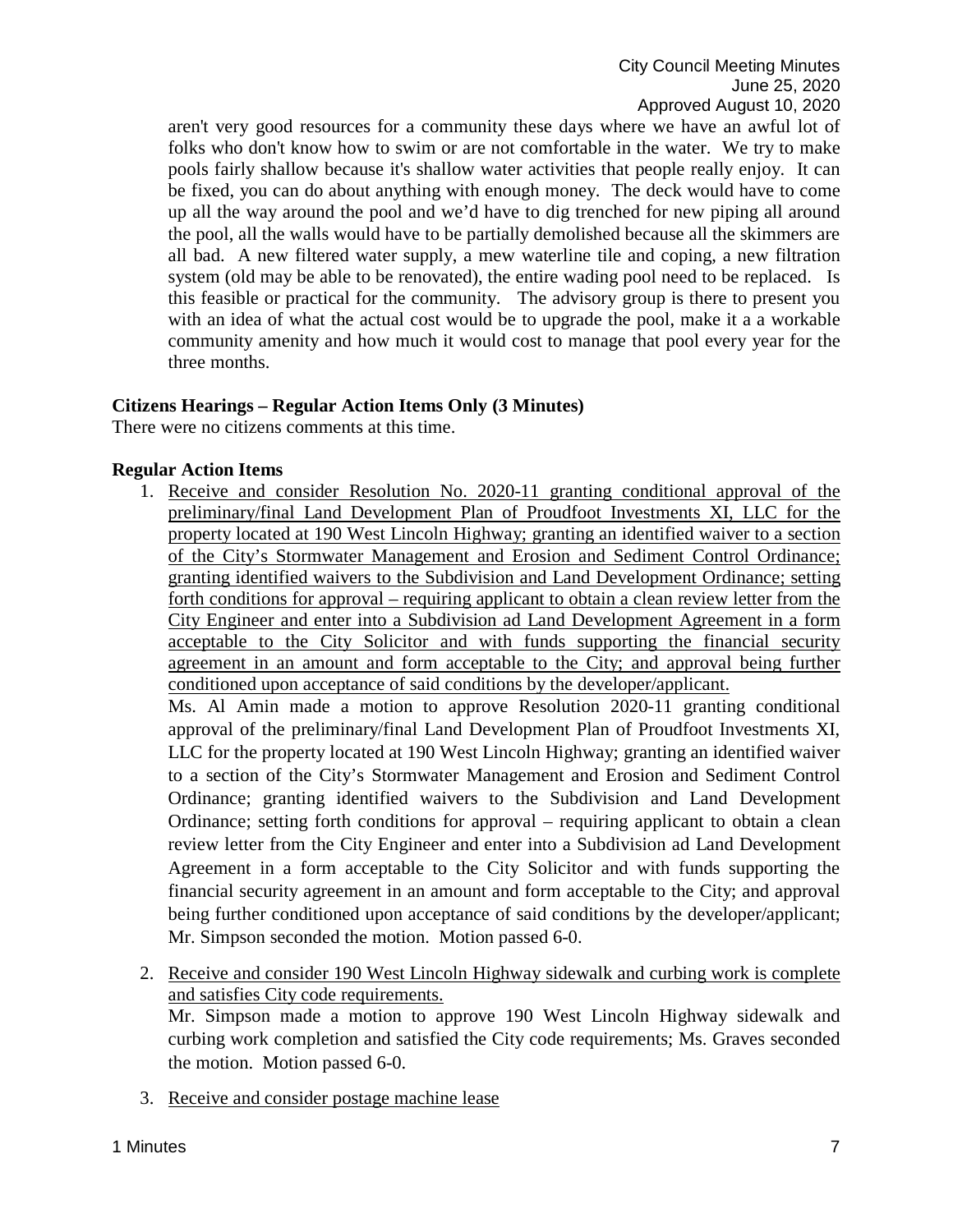aren't very good resources for a community these days where we have an awful lot of folks who don't know how to swim or are not comfortable in the water. We try to make pools fairly shallow because it's shallow water activities that people really enjoy. It can be fixed, you can do about anything with enough money. The deck would have to come up all the way around the pool and we'd have to dig trenched for new piping all around the pool, all the walls would have to be partially demolished because all the skimmers are all bad. A new filtered water supply, a mew waterline tile and coping, a new filtration system (old may be able to be renovated), the entire wading pool need to be replaced. Is this feasible or practical for the community. The advisory group is there to present you with an idea of what the actual cost would be to upgrade the pool, make it a a workable community amenity and how much it would cost to manage that pool every year for the three months.

**Citizens Hearings – Regular Action Items Only (3 Minutes)**

There were no citizens comments at this time.

**Regular Action Items**

1. <u>Receive and consider Resolution No. 2020-11 granting conditional approval of the preliminary/final Land Development Plan of Proudfoot Investments XI, LLC for the property located at 190 West Lincoln Highway; granting an identified waiver to a section of the City's Stormwater Management and Erosion and Sediment Control Ordinance; granting identified waivers to the Subdivision and Land Development Ordinance; setting forth conditions for approval – requiring applicant to obtain a clean review letter from the City Engineer and enter into a Subdivision ad Land Development Agreement in a form acceptable to the City Solicitor and with funds supporting the financial security agreement in an amount and form acceptable to the City; and approval being further conditioned upon acceptance of said conditions by the developer/applicant.</u>

   Ms. Al Amin made a motion to approve Resolution 2020-11 granting conditional approval of the preliminary/final Land Development Plan of Proudfoot Investments XI, LLC for the property located at 190 West Lincoln Highway; granting an identified waiver to a section of the City's Stormwater Management and Erosion and Sediment Control Ordinance; granting identified waivers to the Subdivision and Land Development Ordinance; setting forth conditions for approval – requiring applicant to obtain a clean review letter from the City Engineer and enter into a Subdivision ad Land Development Agreement in a form acceptable to the City Solicitor and with funds supporting the financial security agreement in an amount and form acceptable to the City; and approval being further conditioned upon acceptance of said conditions by the developer/applicant; Mr. Simpson seconded the motion. Motion passed 6-0.

2. <u>Receive and consider 190 West Lincoln Highway sidewalk and curbing work is complete and satisfies City code requirements.</u>

   Mr. Simpson made a motion to approve 190 West Lincoln Highway sidewalk and curbing work completion and satisfied the City code requirements; Ms. Graves seconded the motion. Motion passed 6-0.

3. <u>Receive and consider postage machine lease</u>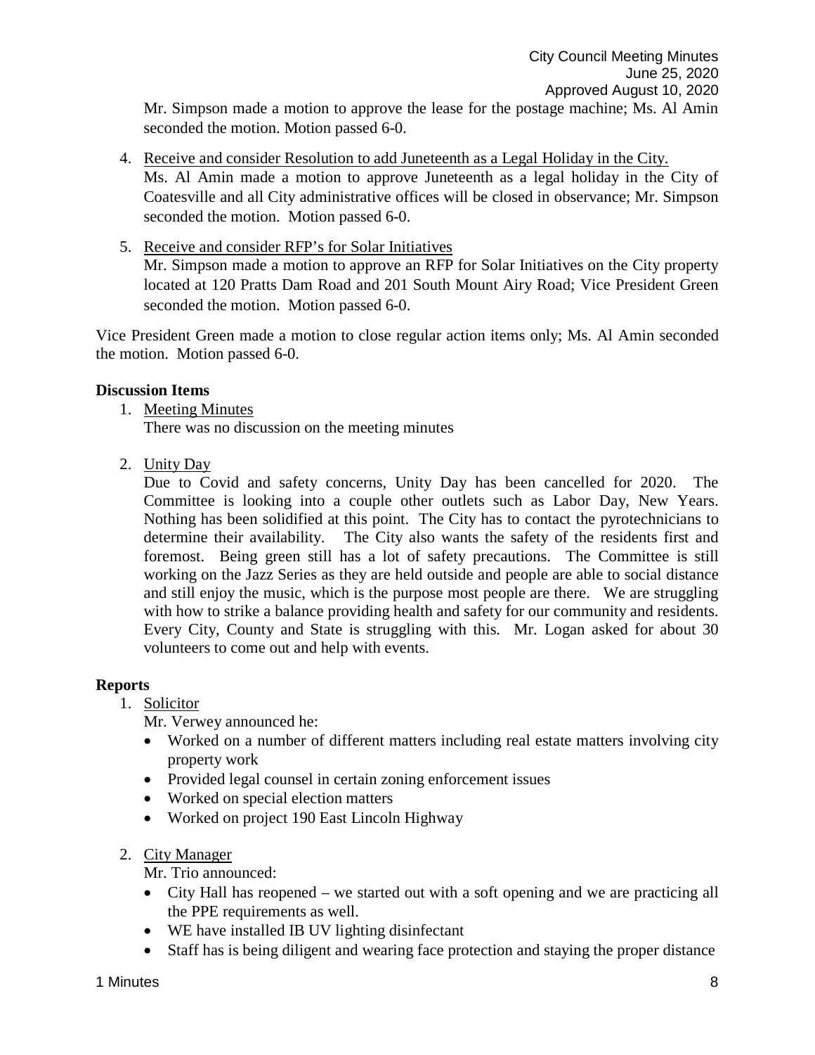Mr. Simpson made a motion to approve the lease for the postage machine; Ms. Al Amin seconded the motion. Motion passed 6-0.

4. Receive and consider Resolution to add Juneteenth as a Legal Holiday in the City.
   Ms. Al Amin made a motion to approve Juneteenth as a legal holiday in the City of Coatesville and all City administrative offices will be closed in observance; Mr. Simpson seconded the motion. Motion passed 6-0.

5. Receive and consider RFP's for Solar Initiatives
   Mr. Simpson made a motion to approve an RFP for Solar Initiatives on the City property located at 120 Pratts Dam Road and 201 South Mount Airy Road; Vice President Green seconded the motion. Motion passed 6-0.

Vice President Green made a motion to close regular action items only; Ms. Al Amin seconded the motion. Motion passed 6-0.

**Discussion Items**

1. Meeting Minutes
   There was no discussion on the meeting minutes

2. Unity Day
   Due to Covid and safety concerns, Unity Day has been cancelled for 2020. The Committee is looking into a couple other outlets such as Labor Day, New Years. Nothing has been solidified at this point. The City has to contact the pyrotechnicians to determine their availability. The City also wants the safety of the residents first and foremost. Being green still has a lot of safety precautions. The Committee is still working on the Jazz Series as they are held outside and people are able to social distance and still enjoy the music, which is the purpose most people are there. We are struggling with how to strike a balance providing health and safety for our community and residents. Every City, County and State is struggling with this. Mr. Logan asked for about 30 volunteers to come out and help with events.

**Reports**

1. Solicitor
   Mr. Verwey announced he:
   - Worked on a number of different matters including real estate matters involving city property work
   - Provided legal counsel in certain zoning enforcement issues
   - Worked on special election matters
   - Worked on project 190 East Lincoln Highway

2. City Manager
   Mr. Trio announced:
   - City Hall has reopened – we started out with a soft opening and we are practicing all the PPE requirements as well.
   - WE have installed IB UV lighting disinfectant
   - Staff has is being diligent and wearing face protection and staying the proper distance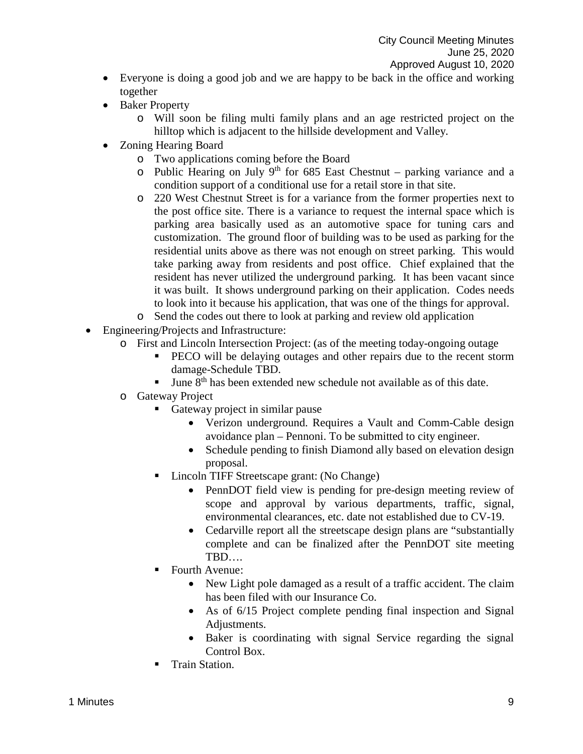- Everyone is doing a good job and we are happy to be back in the office and working together
- Baker Property
    - Will soon be filing multi family plans and an age restricted project on the hilltop which is adjacent to the hillside development and Valley.
- Zoning Hearing Board
    - Two applications coming before the Board
    - Public Hearing on July 9th for 685 East Chestnut – parking variance and a condition support of a conditional use for a retail store in that site.
    - 220 West Chestnut Street is for a variance from the former properties next to the post office site. There is a variance to request the internal space which is parking area basically used as an automotive space for tuning cars and customization. The ground floor of building was to be used as parking for the residential units above as there was not enough on street parking. This would take parking away from residents and post office. Chief explained that the resident has never utilized the underground parking. It has been vacant since it was built. It shows underground parking on their application. Codes needs to look into it because his application, that was one of the things for approval.
    - Send the codes out there to look at parking and review old application

- Engineering/Projects and Infrastructure:
    - First and Lincoln Intersection Project: (as of the meeting today-ongoing outage
        - PECO will be delaying outages and other repairs due to the recent storm damage-Schedule TBD.
        - June 8th has been extended new schedule not available as of this date.
    - Gateway Project
        - Gateway project in similar pause
            - Verizon underground. Requires a Vault and Comm-Cable design avoidance plan – Pennoni. To be submitted to city engineer.
            - Schedule pending to finish Diamond ally based on elevation design proposal.
        - Lincoln TIFF Streetscape grant: (No Change)
            - PennDOT field view is pending for pre-design meeting review of scope and approval by various departments, traffic, signal, environmental clearances, etc. date not established due to CV-19.
            - Cedarville report all the streetscape design plans are "substantially complete and can be finalized after the PennDOT site meeting TBD….
        - Fourth Avenue:
            - New Light pole damaged as a result of a traffic accident. The claim has been filed with our Insurance Co.
            - As of 6/15 Project complete pending final inspection and Signal Adjustments.
            - Baker is coordinating with signal Service regarding the signal Control Box.
        - Train Station.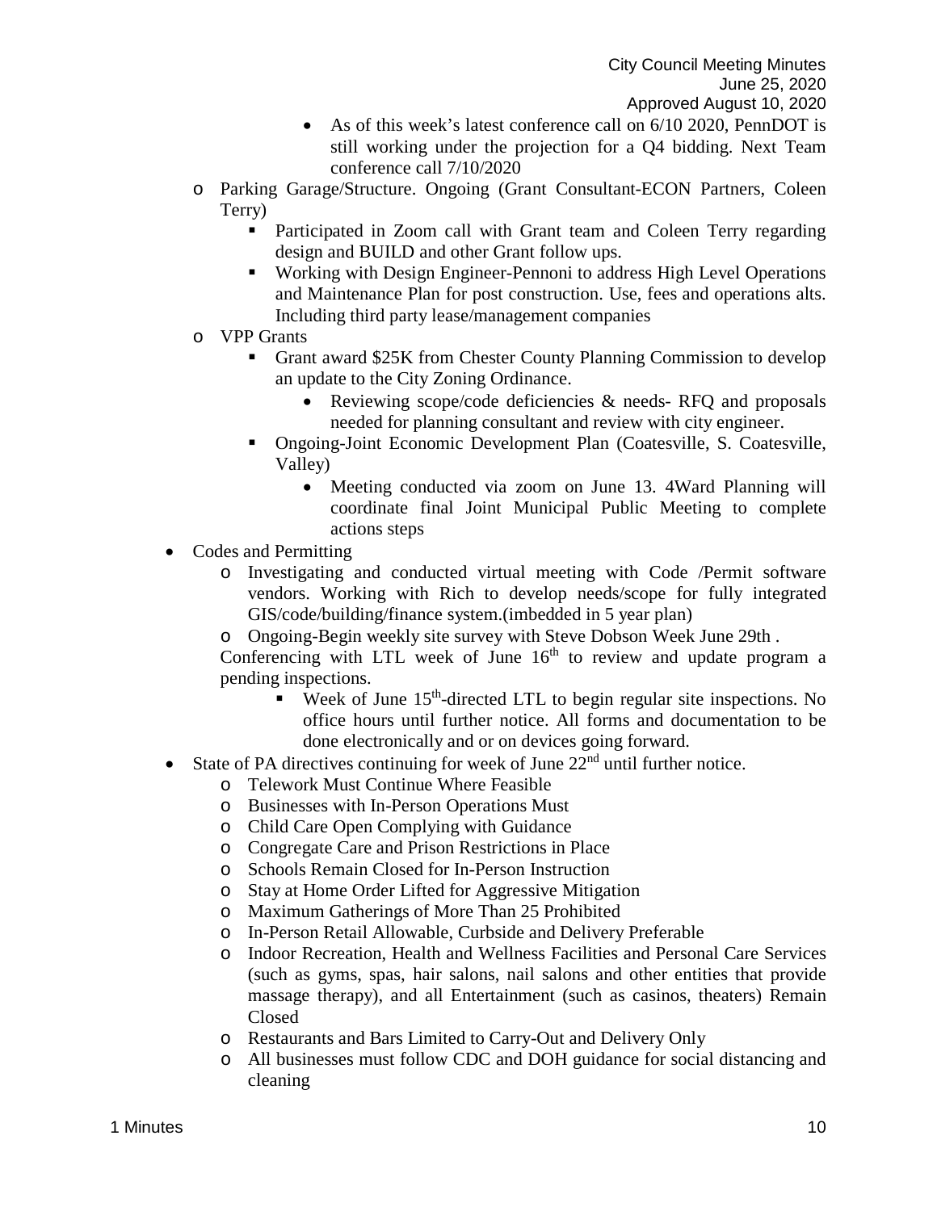- As of this week's latest conference call on 6/10 2020, PennDOT is still working under the projection for a Q4 bidding. Next Team conference call 7/10/2020
  - Parking Garage/Structure. Ongoing (Grant Consultant-ECON Partners, Coleen Terry)
    - Participated in Zoom call with Grant team and Coleen Terry regarding design and BUILD and other Grant follow ups.
    - Working with Design Engineer-Pennoni to address High Level Operations and Maintenance Plan for post construction. Use, fees and operations alts. Including third party lease/management companies
  - VPP Grants
    - Grant award $25K from Chester County Planning Commission to develop an update to the City Zoning Ordinance.
      - Reviewing scope/code deficiencies & needs- RFQ and proposals needed for planning consultant and review with city engineer.
    - Ongoing-Joint Economic Development Plan (Coatesville, S. Coatesville, Valley)
      - Meeting conducted via zoom on June 13. 4Ward Planning will coordinate final Joint Municipal Public Meeting to complete actions steps
- Codes and Permitting
  - Investigating and conducted virtual meeting with Code /Permit software vendors. Working with Rich to develop needs/scope for fully integrated GIS/code/building/finance system.(imbedded in 5 year plan)
  - Ongoing-Begin weekly site survey with Steve Dobson Week June 29th .

    Conferencing with LTL week of June 16th to review and update program a pending inspections.
    - Week of June 15th-directed LTL to begin regular site inspections. No office hours until further notice. All forms and documentation to be done electronically and or on devices going forward.
- State of PA directives continuing for week of June 22nd until further notice.
  - Telework Must Continue Where Feasible
  - Businesses with In-Person Operations Must
  - Child Care Open Complying with Guidance
  - Congregate Care and Prison Restrictions in Place
  - Schools Remain Closed for In-Person Instruction
  - Stay at Home Order Lifted for Aggressive Mitigation
  - Maximum Gatherings of More Than 25 Prohibited
  - In-Person Retail Allowable, Curbside and Delivery Preferable
  - Indoor Recreation, Health and Wellness Facilities and Personal Care Services (such as gyms, spas, hair salons, nail salons and other entities that provide massage therapy), and all Entertainment (such as casinos, theaters) Remain Closed
  - Restaurants and Bars Limited to Carry-Out and Delivery Only
  - All businesses must follow CDC and DOH guidance for social distancing and cleaning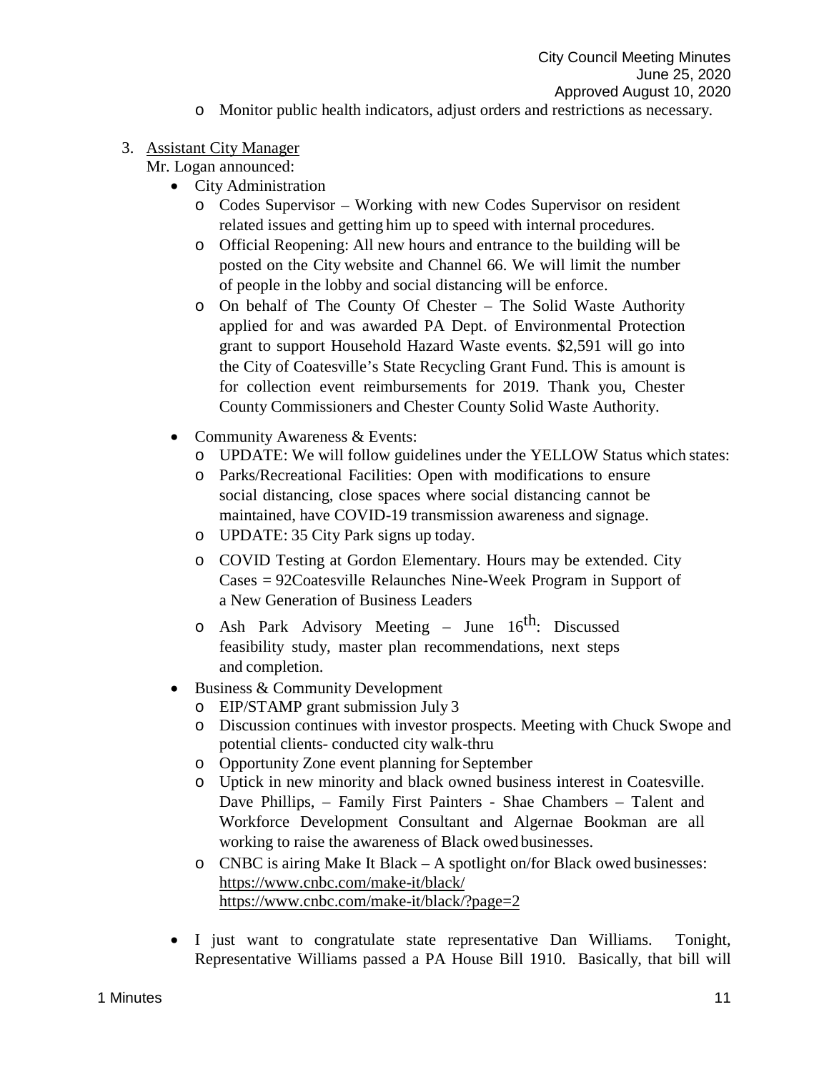- Monitor public health indicators, adjust orders and restrictions as necessary.

3. Assistant City Manager

Mr. Logan announced:

- City Administration
  - Codes Supervisor – Working with new Codes Supervisor on resident related issues and getting him up to speed with internal procedures.
  - Official Reopening: All new hours and entrance to the building will be posted on the City website and Channel 66. We will limit the number of people in the lobby and social distancing will be enforce.
  - On behalf of The County Of Chester – The Solid Waste Authority applied for and was awarded PA Dept. of Environmental Protection grant to support Household Hazard Waste events. $2,591 will go into the City of Coatesville's State Recycling Grant Fund. This is amount is for collection event reimbursements for 2019. Thank you, Chester County Commissioners and Chester County Solid Waste Authority.
- Community Awareness & Events:
  - UPDATE: We will follow guidelines under the YELLOW Status which states:
  - Parks/Recreational Facilities: Open with modifications to ensure social distancing, close spaces where social distancing cannot be maintained, have COVID-19 transmission awareness and signage.
  - UPDATE: 35 City Park signs up today.
  - COVID Testing at Gordon Elementary. Hours may be extended. City Cases = 92Coatesville Relaunches Nine-Week Program in Support of a New Generation of Business Leaders
  - Ash Park Advisory Meeting – June 16th: Discussed feasibility study, master plan recommendations, next steps and completion.
- Business & Community Development
  - EIP/STAMP grant submission July 3
  - Discussion continues with investor prospects. Meeting with Chuck Swope and potential clients- conducted city walk-thru
  - Opportunity Zone event planning for September
  - Uptick in new minority and black owned business interest in Coatesville. Dave Phillips, – Family First Painters - Shae Chambers – Talent and Workforce Development Consultant and Algernae Bookman are all working to raise the awareness of Black owed businesses.
  - CNBC is airing Make It Black – A spotlight on/for Black owed businesses: https://www.cnbc.com/make-it/black/ https://www.cnbc.com/make-it/black/?page=2
- I just want to congratulate state representative Dan Williams. Tonight, Representative Williams passed a PA House Bill 1910. Basically, that bill will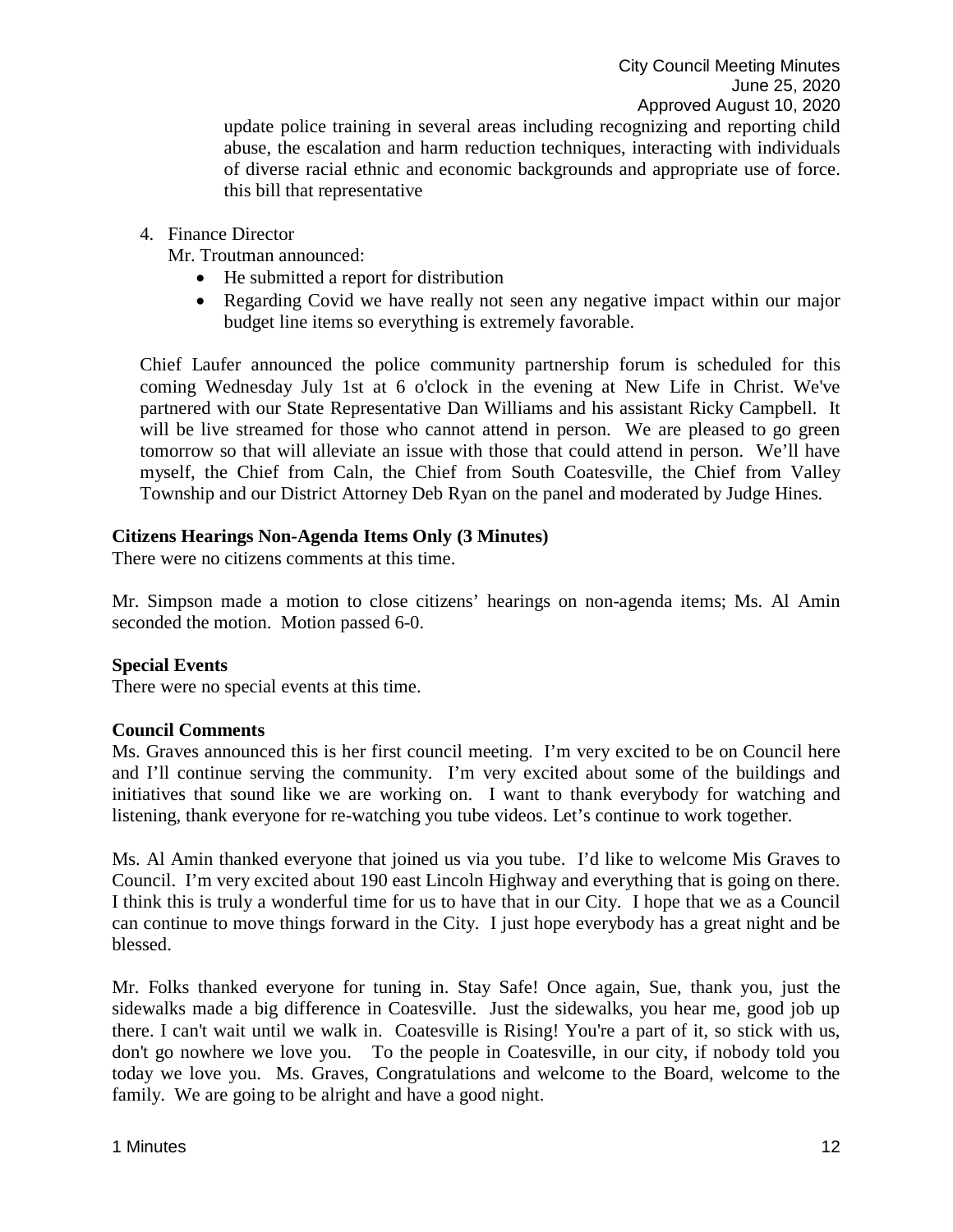update police training in several areas including recognizing and reporting child abuse, the escalation and harm reduction techniques, interacting with individuals of diverse racial ethnic and economic backgrounds and appropriate use of force. this bill that representative

4. Finance Director

   Mr. Troutman announced:

   - He submitted a report for distribution
   - Regarding Covid we have really not seen any negative impact within our major budget line items so everything is extremely favorable.

Chief Laufer announced the police community partnership forum is scheduled for this coming Wednesday July 1st at 6 o'clock in the evening at New Life in Christ. We've partnered with our State Representative Dan Williams and his assistant Ricky Campbell. It will be live streamed for those who cannot attend in person. We are pleased to go green tomorrow so that will alleviate an issue with those that could attend in person. We'll have myself, the Chief from Caln, the Chief from South Coatesville, the Chief from Valley Township and our District Attorney Deb Ryan on the panel and moderated by Judge Hines.

**Citizens Hearings Non-Agenda Items Only (3 Minutes)**

There were no citizens comments at this time.

Mr. Simpson made a motion to close citizens' hearings on non-agenda items; Ms. Al Amin seconded the motion. Motion passed 6-0.

**Special Events**

There were no special events at this time.

**Council Comments**

Ms. Graves announced this is her first council meeting. I'm very excited to be on Council here and I'll continue serving the community. I'm very excited about some of the buildings and initiatives that sound like we are working on. I want to thank everybody for watching and listening, thank everyone for re-watching you tube videos. Let's continue to work together.

Ms. Al Amin thanked everyone that joined us via you tube. I'd like to welcome Mis Graves to Council. I'm very excited about 190 east Lincoln Highway and everything that is going on there. I think this is truly a wonderful time for us to have that in our City. I hope that we as a Council can continue to move things forward in the City. I just hope everybody has a great night and be blessed.

Mr. Folks thanked everyone for tuning in. Stay Safe! Once again, Sue, thank you, just the sidewalks made a big difference in Coatesville. Just the sidewalks, you hear me, good job up there. I can't wait until we walk in. Coatesville is Rising! You're a part of it, so stick with us, don't go nowhere we love you. To the people in Coatesville, in our city, if nobody told you today we love you. Ms. Graves, Congratulations and welcome to the Board, welcome to the family. We are going to be alright and have a good night.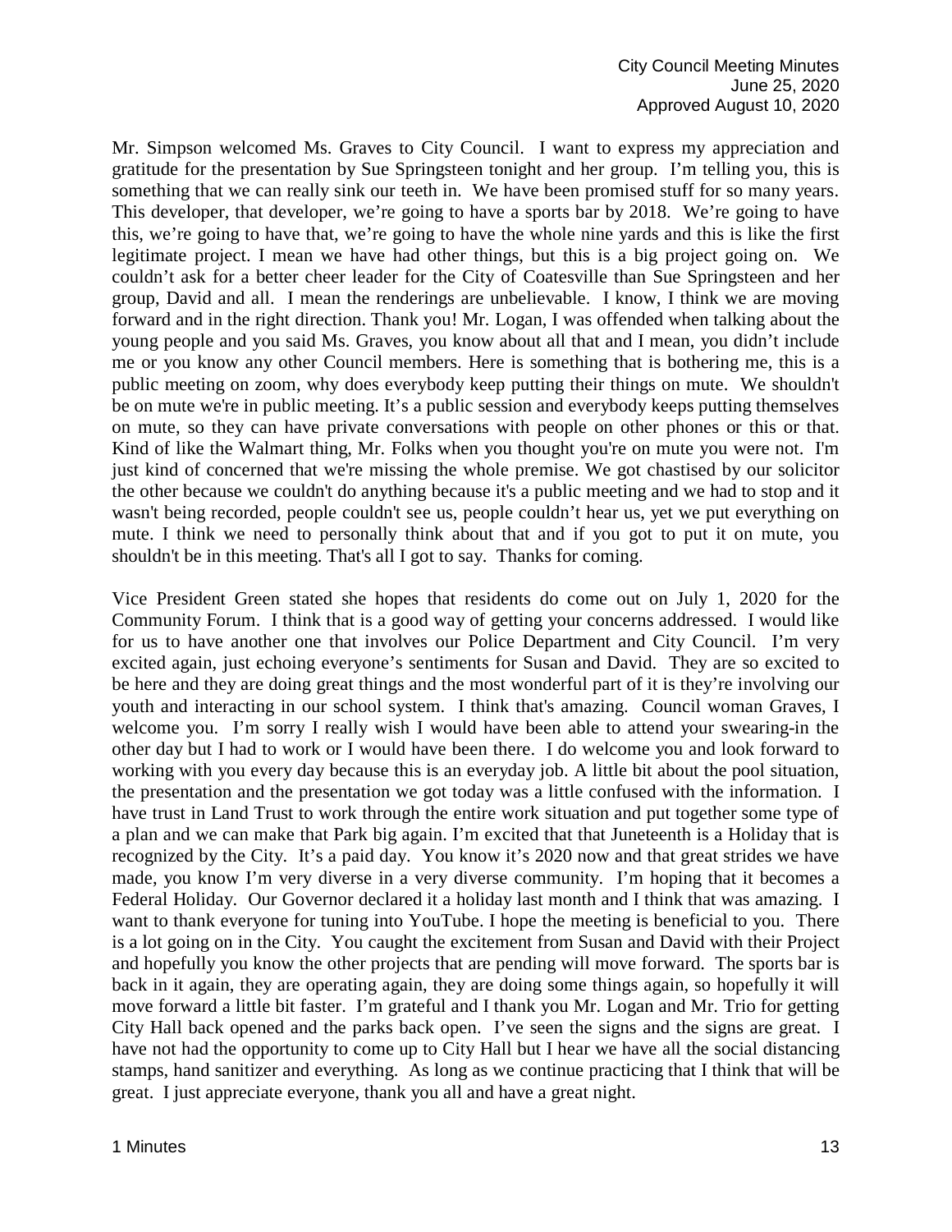Mr. Simpson welcomed Ms. Graves to City Council. I want to express my appreciation and gratitude for the presentation by Sue Springsteen tonight and her group. I'm telling you, this is something that we can really sink our teeth in. We have been promised stuff for so many years. This developer, that developer, we're going to have a sports bar by 2018. We're going to have this, we're going to have that, we're going to have the whole nine yards and this is like the first legitimate project. I mean we have had other things, but this is a big project going on. We couldn't ask for a better cheer leader for the City of Coatesville than Sue Springsteen and her group, David and all. I mean the renderings are unbelievable. I know, I think we are moving forward and in the right direction. Thank you! Mr. Logan, I was offended when talking about the young people and you said Ms. Graves, you know about all that and I mean, you didn't include me or you know any other Council members. Here is something that is bothering me, this is a public meeting on zoom, why does everybody keep putting their things on mute. We shouldn't be on mute we're in public meeting. It's a public session and everybody keeps putting themselves on mute, so they can have private conversations with people on other phones or this or that. Kind of like the Walmart thing, Mr. Folks when you thought you're on mute you were not. I'm just kind of concerned that we're missing the whole premise. We got chastised by our solicitor the other because we couldn't do anything because it's a public meeting and we had to stop and it wasn't being recorded, people couldn't see us, people couldn't hear us, yet we put everything on mute. I think we need to personally think about that and if you got to put it on mute, you shouldn't be in this meeting. That's all I got to say. Thanks for coming.

Vice President Green stated she hopes that residents do come out on July 1, 2020 for the Community Forum. I think that is a good way of getting your concerns addressed. I would like for us to have another one that involves our Police Department and City Council. I'm very excited again, just echoing everyone's sentiments for Susan and David. They are so excited to be here and they are doing great things and the most wonderful part of it is they're involving our youth and interacting in our school system. I think that's amazing. Council woman Graves, I welcome you. I'm sorry I really wish I would have been able to attend your swearing-in the other day but I had to work or I would have been there. I do welcome you and look forward to working with you every day because this is an everyday job. A little bit about the pool situation, the presentation and the presentation we got today was a little confused with the information. I have trust in Land Trust to work through the entire work situation and put together some type of a plan and we can make that Park big again. I'm excited that that Juneteenth is a Holiday that is recognized by the City. It's a paid day. You know it's 2020 now and that great strides we have made, you know I'm very diverse in a very diverse community. I'm hoping that it becomes a Federal Holiday. Our Governor declared it a holiday last month and I think that was amazing. I want to thank everyone for tuning into YouTube. I hope the meeting is beneficial to you. There is a lot going on in the City. You caught the excitement from Susan and David with their Project and hopefully you know the other projects that are pending will move forward. The sports bar is back in it again, they are operating again, they are doing some things again, so hopefully it will move forward a little bit faster. I'm grateful and I thank you Mr. Logan and Mr. Trio for getting City Hall back opened and the parks back open. I've seen the signs and the signs are great. I have not had the opportunity to come up to City Hall but I hear we have all the social distancing stamps, hand sanitizer and everything. As long as we continue practicing that I think that will be great. I just appreciate everyone, thank you all and have a great night.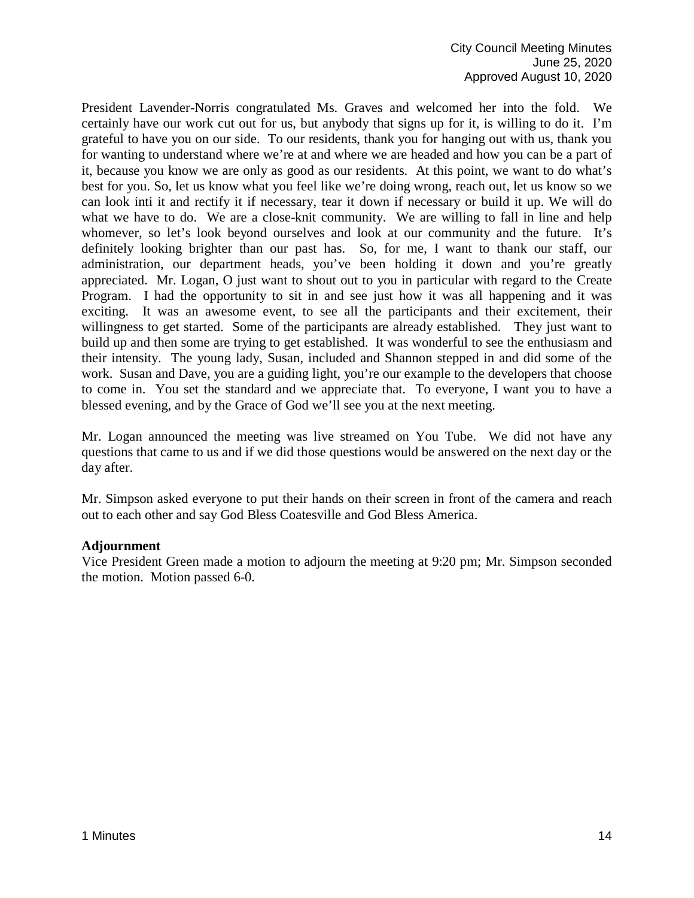President Lavender-Norris congratulated Ms. Graves and welcomed her into the fold. We certainly have our work cut out for us, but anybody that signs up for it, is willing to do it. I'm grateful to have you on our side. To our residents, thank you for hanging out with us, thank you for wanting to understand where we're at and where we are headed and how you can be a part of it, because you know we are only as good as our residents. At this point, we want to do what's best for you. So, let us know what you feel like we're doing wrong, reach out, let us know so we can look inti it and rectify it if necessary, tear it down if necessary or build it up. We will do what we have to do. We are a close-knit community. We are willing to fall in line and help whomever, so let's look beyond ourselves and look at our community and the future. It's definitely looking brighter than our past has. So, for me, I want to thank our staff, our administration, our department heads, you've been holding it down and you're greatly appreciated. Mr. Logan, O just want to shout out to you in particular with regard to the Create Program. I had the opportunity to sit in and see just how it was all happening and it was exciting. It was an awesome event, to see all the participants and their excitement, their willingness to get started. Some of the participants are already established. They just want to build up and then some are trying to get established. It was wonderful to see the enthusiasm and their intensity. The young lady, Susan, included and Shannon stepped in and did some of the work. Susan and Dave, you are a guiding light, you're our example to the developers that choose to come in. You set the standard and we appreciate that. To everyone, I want you to have a blessed evening, and by the Grace of God we'll see you at the next meeting.

Mr. Logan announced the meeting was live streamed on You Tube. We did not have any questions that came to us and if we did those questions would be answered on the next day or the day after.

Mr. Simpson asked everyone to put their hands on their screen in front of the camera and reach out to each other and say God Bless Coatesville and God Bless America.

**Adjournment**

Vice President Green made a motion to adjourn the meeting at 9:20 pm; Mr. Simpson seconded the motion. Motion passed 6-0.